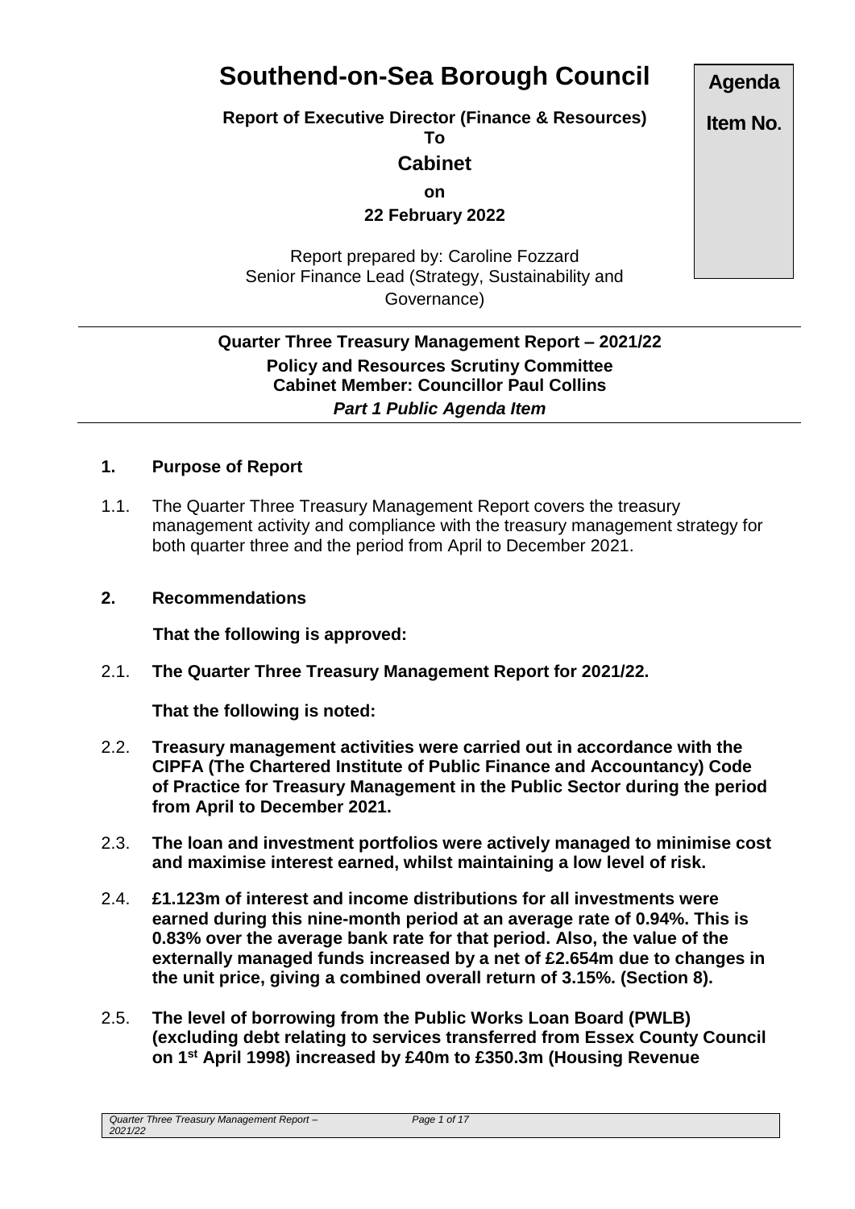# Southend-on-Sea Borough Council

**Report of Executive Director (Finance & Resources)**
**To**
## Cabinet
**on**
**22 February 2022**

Report prepared by: Caroline Fozzard
Senior Finance Lead (Strategy, Sustainability and Governance)

**Agenda Item No.**

---

**Quarter Three Treasury Management Report – 2021/22**
**Policy and Resources Scrutiny Committee**
**Cabinet Member: Councillor Paul Collins**
***Part 1 Public Agenda Item***

---

### 1. Purpose of Report

1.1. The Quarter Three Treasury Management Report covers the treasury management activity and compliance with the treasury management strategy for both quarter three and the period from April to December 2021.

### 2. Recommendations

**That the following is approved:**

2.1. **The Quarter Three Treasury Management Report for 2021/22.**

**That the following is noted:**

2.2. **Treasury management activities were carried out in accordance with the CIPFA (The Chartered Institute of Public Finance and Accountancy) Code of Practice for Treasury Management in the Public Sector during the period from April to December 2021.**

2.3. **The loan and investment portfolios were actively managed to minimise cost and maximise interest earned, whilst maintaining a low level of risk.**

2.4. **£1.123m of interest and income distributions for all investments were earned during this nine-month period at an average rate of 0.94%. This is 0.83% over the average bank rate for that period. Also, the value of the externally managed funds increased by a net of £2.654m due to changes in the unit price, giving a combined overall return of 3.15%. (Section 8).**

2.5. **The level of borrowing from the Public Works Loan Board (PWLB) (excluding debt relating to services transferred from Essex County Council on 1st April 1998) increased by £40m to £350.3m (Housing Revenue**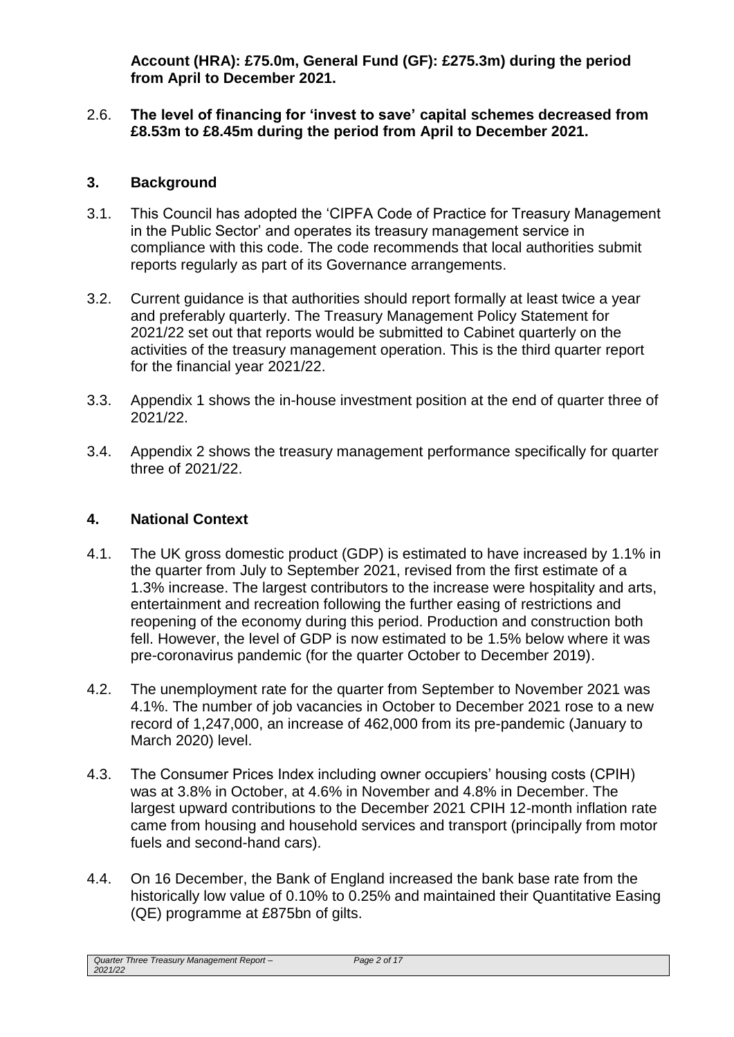**Account (HRA): £75.0m, General Fund (GF): £275.3m) during the period from April to December 2021.**

2.6. **The level of financing for 'invest to save' capital schemes decreased from £8.53m to £8.45m during the period from April to December 2021.**

## 3. Background

3.1. This Council has adopted the 'CIPFA Code of Practice for Treasury Management in the Public Sector' and operates its treasury management service in compliance with this code. The code recommends that local authorities submit reports regularly as part of its Governance arrangements.

3.2. Current guidance is that authorities should report formally at least twice a year and preferably quarterly. The Treasury Management Policy Statement for 2021/22 set out that reports would be submitted to Cabinet quarterly on the activities of the treasury management operation. This is the third quarter report for the financial year 2021/22.

3.3. Appendix 1 shows the in-house investment position at the end of quarter three of 2021/22.

3.4. Appendix 2 shows the treasury management performance specifically for quarter three of 2021/22.

## 4. National Context

4.1. The UK gross domestic product (GDP) is estimated to have increased by 1.1% in the quarter from July to September 2021, revised from the first estimate of a 1.3% increase. The largest contributors to the increase were hospitality and arts, entertainment and recreation following the further easing of restrictions and reopening of the economy during this period. Production and construction both fell. However, the level of GDP is now estimated to be 1.5% below where it was pre-coronavirus pandemic (for the quarter October to December 2019).

4.2. The unemployment rate for the quarter from September to November 2021 was 4.1%. The number of job vacancies in October to December 2021 rose to a new record of 1,247,000, an increase of 462,000 from its pre-pandemic (January to March 2020) level.

4.3. The Consumer Prices Index including owner occupiers' housing costs (CPIH) was at 3.8% in October, at 4.6% in November and 4.8% in December. The largest upward contributions to the December 2021 CPIH 12-month inflation rate came from housing and household services and transport (principally from motor fuels and second-hand cars).

4.4. On 16 December, the Bank of England increased the bank base rate from the historically low value of 0.10% to 0.25% and maintained their Quantitative Easing (QE) programme at £875bn of gilts.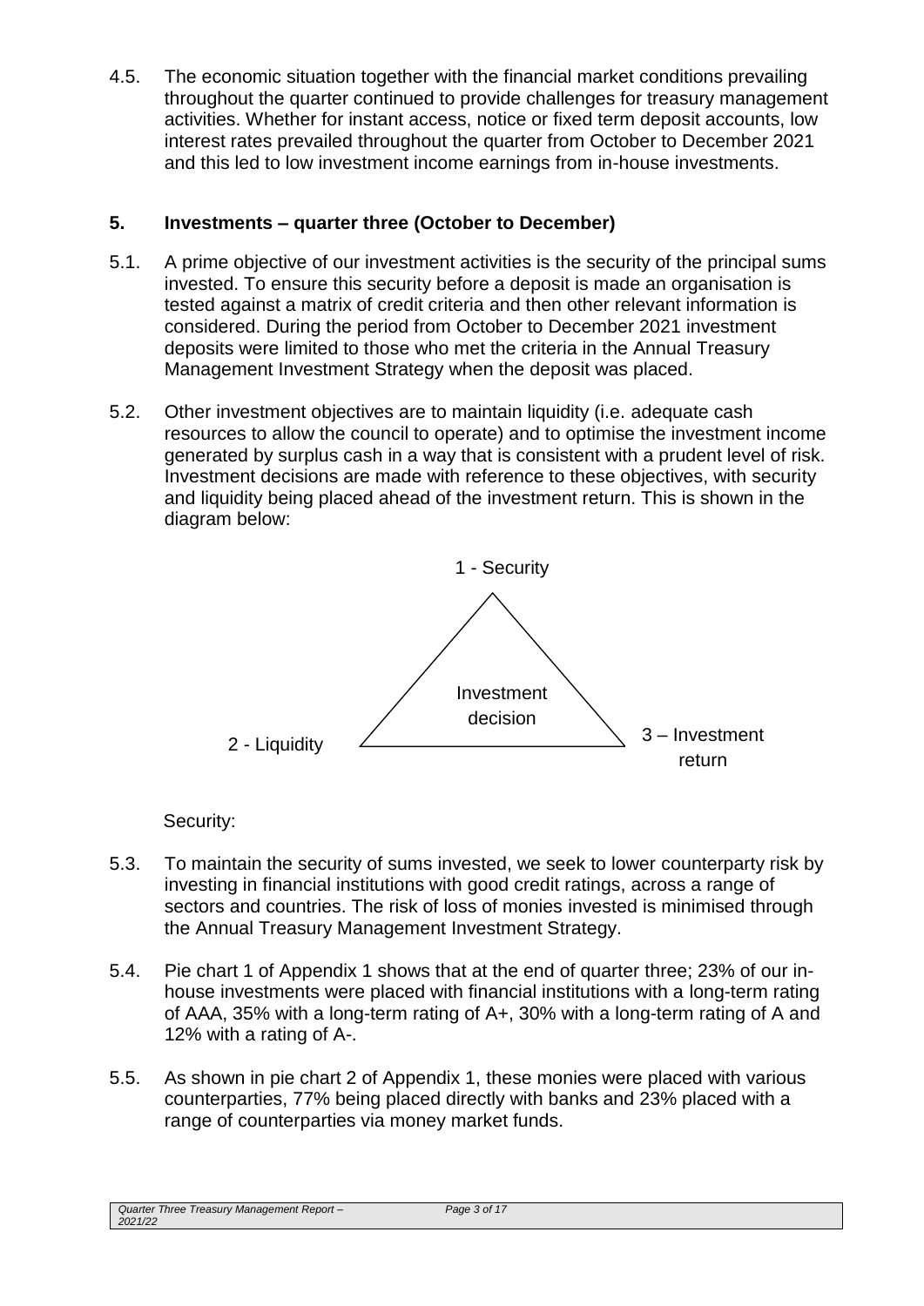4.5. The economic situation together with the financial market conditions prevailing throughout the quarter continued to provide challenges for treasury management activities. Whether for instant access, notice or fixed term deposit accounts, low interest rates prevailed throughout the quarter from October to December 2021 and this led to low investment income earnings from in-house investments.

## 5. Investments – quarter three (October to December)

5.1. A prime objective of our investment activities is the security of the principal sums invested. To ensure this security before a deposit is made an organisation is tested against a matrix of credit criteria and then other relevant information is considered. During the period from October to December 2021 investment deposits were limited to those who met the criteria in the Annual Treasury Management Investment Strategy when the deposit was placed.

5.2. Other investment objectives are to maintain liquidity (i.e. adequate cash resources to allow the council to operate) and to optimise the investment income generated by surplus cash in a way that is consistent with a prudent level of risk. Investment decisions are made with reference to these objectives, with security and liquidity being placed ahead of the investment return. This is shown in the diagram below:

1 - Security

Investment decision

2 - Liquidity

3 – Investment return

Security:

5.3. To maintain the security of sums invested, we seek to lower counterparty risk by investing in financial institutions with good credit ratings, across a range of sectors and countries. The risk of loss of monies invested is minimised through the Annual Treasury Management Investment Strategy.

5.4. Pie chart 1 of Appendix 1 shows that at the end of quarter three; 23% of our in-house investments were placed with financial institutions with a long-term rating of AAA, 35% with a long-term rating of A+, 30% with a long-term rating of A and 12% with a rating of A-.

5.5. As shown in pie chart 2 of Appendix 1, these monies were placed with various counterparties, 77% being placed directly with banks and 23% placed with a range of counterparties via money market funds.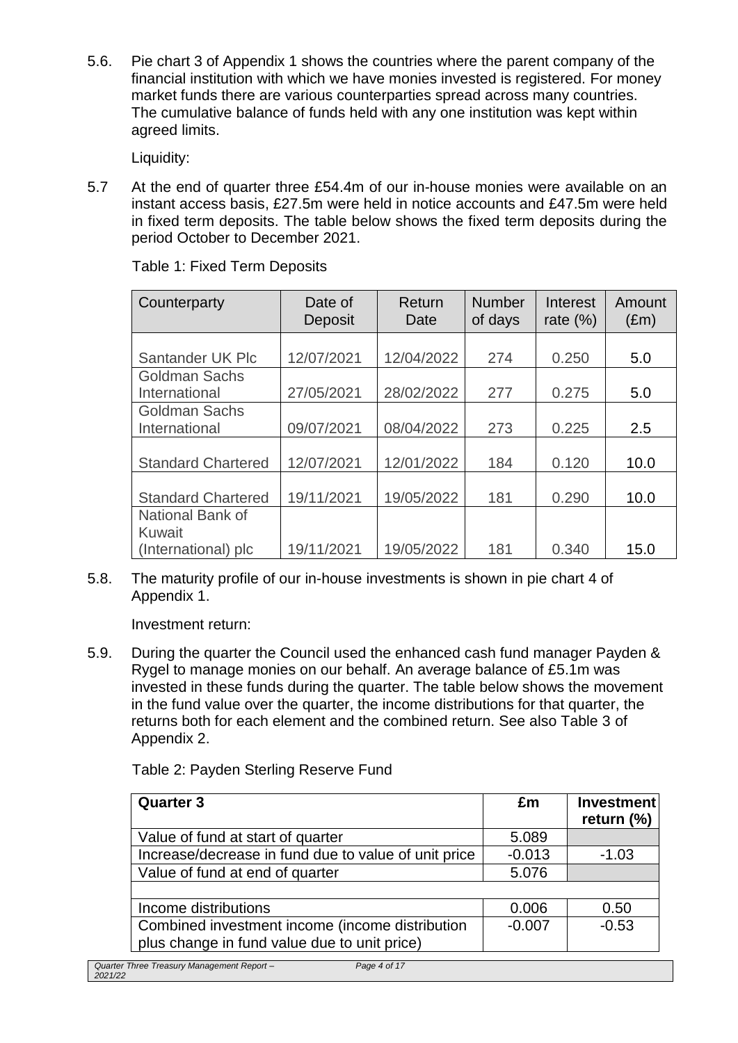5.6. Pie chart 3 of Appendix 1 shows the countries where the parent company of the financial institution with which we have monies invested is registered. For money market funds there are various counterparties spread across many countries. The cumulative balance of funds held with any one institution was kept within agreed limits.

Liquidity:

5.7 At the end of quarter three £54.4m of our in-house monies were available on an instant access basis, £27.5m were held in notice accounts and £47.5m were held in fixed term deposits. The table below shows the fixed term deposits during the period October to December 2021.

Table 1: Fixed Term Deposits

| Counterparty | Date of Deposit | Return Date | Number of days | Interest rate (%) | Amount (£m) |
|---|---|---|---|---|---|
| Santander UK Plc | 12/07/2021 | 12/04/2022 | 274 | 0.250 | 5.0 |
| Goldman Sachs International | 27/05/2021 | 28/02/2022 | 277 | 0.275 | 5.0 |
| Goldman Sachs International | 09/07/2021 | 08/04/2022 | 273 | 0.225 | 2.5 |
| Standard Chartered | 12/07/2021 | 12/01/2022 | 184 | 0.120 | 10.0 |
| Standard Chartered | 19/11/2021 | 19/05/2022 | 181 | 0.290 | 10.0 |
| National Bank of Kuwait (International) plc | 19/11/2021 | 19/05/2022 | 181 | 0.340 | 15.0 |

5.8. The maturity profile of our in-house investments is shown in pie chart 4 of Appendix 1.

Investment return:

5.9. During the quarter the Council used the enhanced cash fund manager Payden & Rygel to manage monies on our behalf. An average balance of £5.1m was invested in these funds during the quarter. The table below shows the movement in the fund value over the quarter, the income distributions for that quarter, the returns both for each element and the combined return. See also Table 3 of Appendix 2.

Table 2: Payden Sterling Reserve Fund

| **Quarter 3** | **£m** | **Investment return (%)** |
|---|---|---|
| Value of fund at start of quarter | 5.089 | |
| Increase/decrease in fund due to value of unit price | -0.013 | -1.03 |
| Value of fund at end of quarter | 5.076 | |
| | | |
| Income distributions | 0.006 | 0.50 |
| Combined investment income (income distribution plus change in fund value due to unit price) | -0.007 | -0.53 |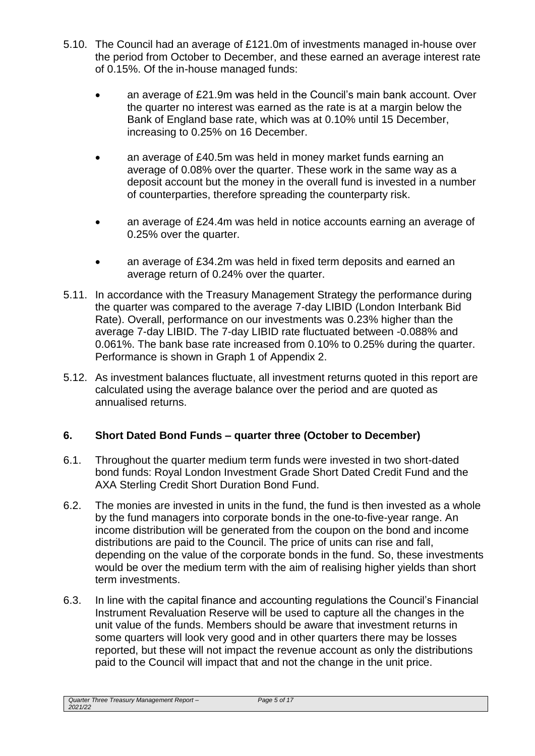5.10. The Council had an average of £121.0m of investments managed in-house over the period from October to December, and these earned an average interest rate of 0.15%. Of the in-house managed funds:

- an average of £21.9m was held in the Council's main bank account. Over the quarter no interest was earned as the rate is at a margin below the Bank of England base rate, which was at 0.10% until 15 December, increasing to 0.25% on 16 December.
- an average of £40.5m was held in money market funds earning an average of 0.08% over the quarter. These work in the same way as a deposit account but the money in the overall fund is invested in a number of counterparties, therefore spreading the counterparty risk.
- an average of £24.4m was held in notice accounts earning an average of 0.25% over the quarter.
- an average of £34.2m was held in fixed term deposits and earned an average return of 0.24% over the quarter.

5.11. In accordance with the Treasury Management Strategy the performance during the quarter was compared to the average 7-day LIBID (London Interbank Bid Rate). Overall, performance on our investments was 0.23% higher than the average 7-day LIBID. The 7-day LIBID rate fluctuated between -0.088% and 0.061%. The bank base rate increased from 0.10% to 0.25% during the quarter. Performance is shown in Graph 1 of Appendix 2.

5.12. As investment balances fluctuate, all investment returns quoted in this report are calculated using the average balance over the period and are quoted as annualised returns.

## 6. Short Dated Bond Funds – quarter three (October to December)

6.1. Throughout the quarter medium term funds were invested in two short-dated bond funds: Royal London Investment Grade Short Dated Credit Fund and the AXA Sterling Credit Short Duration Bond Fund.

6.2. The monies are invested in units in the fund, the fund is then invested as a whole by the fund managers into corporate bonds in the one-to-five-year range. An income distribution will be generated from the coupon on the bond and income distributions are paid to the Council. The price of units can rise and fall, depending on the value of the corporate bonds in the fund. So, these investments would be over the medium term with the aim of realising higher yields than short term investments.

6.3. In line with the capital finance and accounting regulations the Council's Financial Instrument Revaluation Reserve will be used to capture all the changes in the unit value of the funds. Members should be aware that investment returns in some quarters will look very good and in other quarters there may be losses reported, but these will not impact the revenue account as only the distributions paid to the Council will impact that and not the change in the unit price.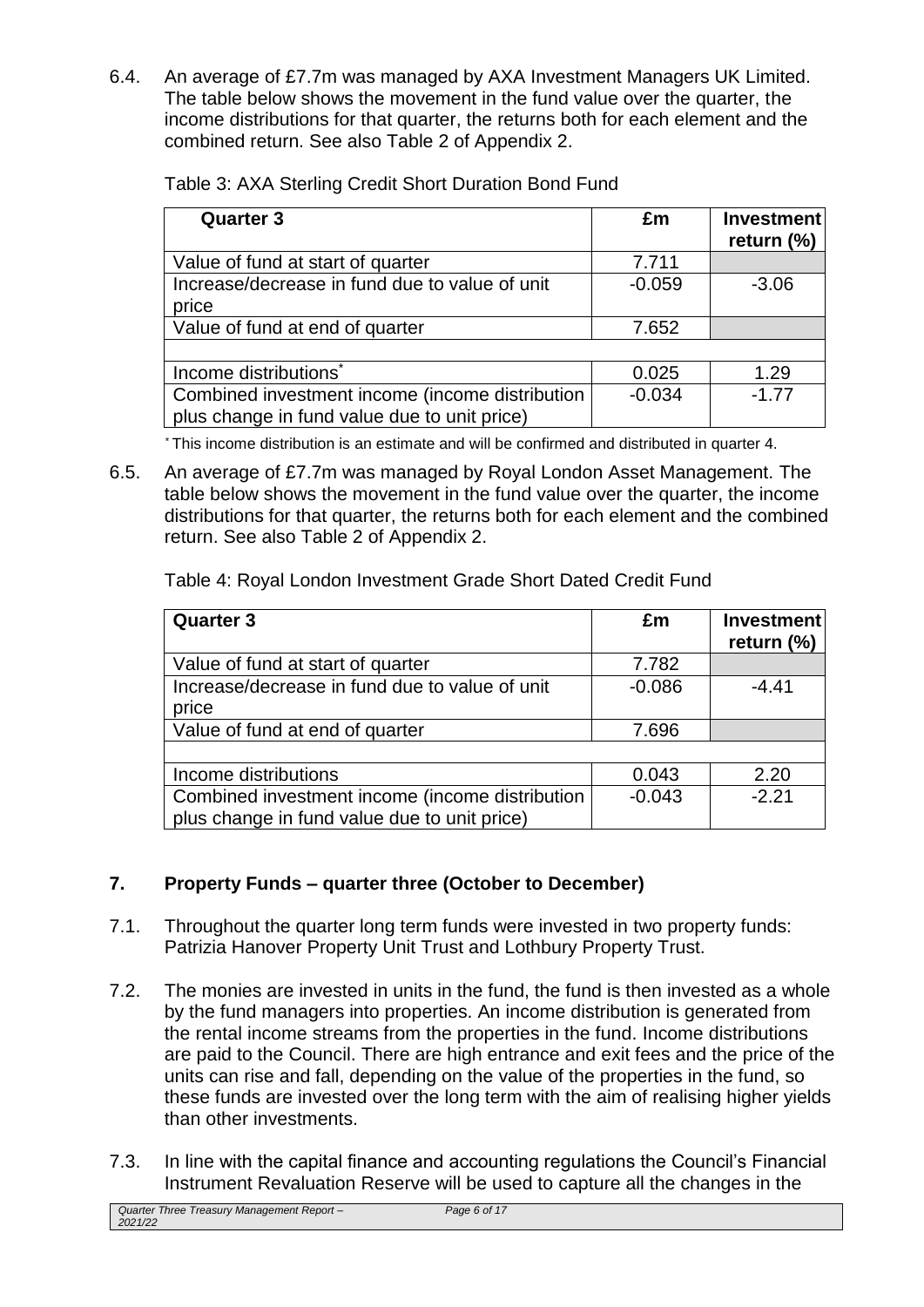6.4. An average of £7.7m was managed by AXA Investment Managers UK Limited. The table below shows the movement in the fund value over the quarter, the income distributions for that quarter, the returns both for each element and the combined return. See also Table 2 of Appendix 2.

Table 3: AXA Sterling Credit Short Duration Bond Fund

| Quarter 3 | £m | Investment return (%) |
|---|---|---|
| Value of fund at start of quarter | 7.711 | |
| Increase/decrease in fund due to value of unit price | -0.059 | -3.06 |
| Value of fund at end of quarter | 7.652 | |
| | | |
| Income distributions* | 0.025 | 1.29 |
| Combined investment income (income distribution plus change in fund value due to unit price) | -0.034 | -1.77 |

* This income distribution is an estimate and will be confirmed and distributed in quarter 4.

6.5. An average of £7.7m was managed by Royal London Asset Management. The table below shows the movement in the fund value over the quarter, the income distributions for that quarter, the returns both for each element and the combined return. See also Table 2 of Appendix 2.

Table 4: Royal London Investment Grade Short Dated Credit Fund

| Quarter 3 | £m | Investment return (%) |
|---|---|---|
| Value of fund at start of quarter | 7.782 | |
| Increase/decrease in fund due to value of unit price | -0.086 | -4.41 |
| Value of fund at end of quarter | 7.696 | |
| | | |
| Income distributions | 0.043 | 2.20 |
| Combined investment income (income distribution plus change in fund value due to unit price) | -0.043 | -2.21 |

## 7. Property Funds – quarter three (October to December)

7.1. Throughout the quarter long term funds were invested in two property funds: Patrizia Hanover Property Unit Trust and Lothbury Property Trust.

7.2. The monies are invested in units in the fund, the fund is then invested as a whole by the fund managers into properties. An income distribution is generated from the rental income streams from the properties in the fund. Income distributions are paid to the Council. There are high entrance and exit fees and the price of the units can rise and fall, depending on the value of the properties in the fund, so these funds are invested over the long term with the aim of realising higher yields than other investments.

7.3. In line with the capital finance and accounting regulations the Council's Financial Instrument Revaluation Reserve will be used to capture all the changes in the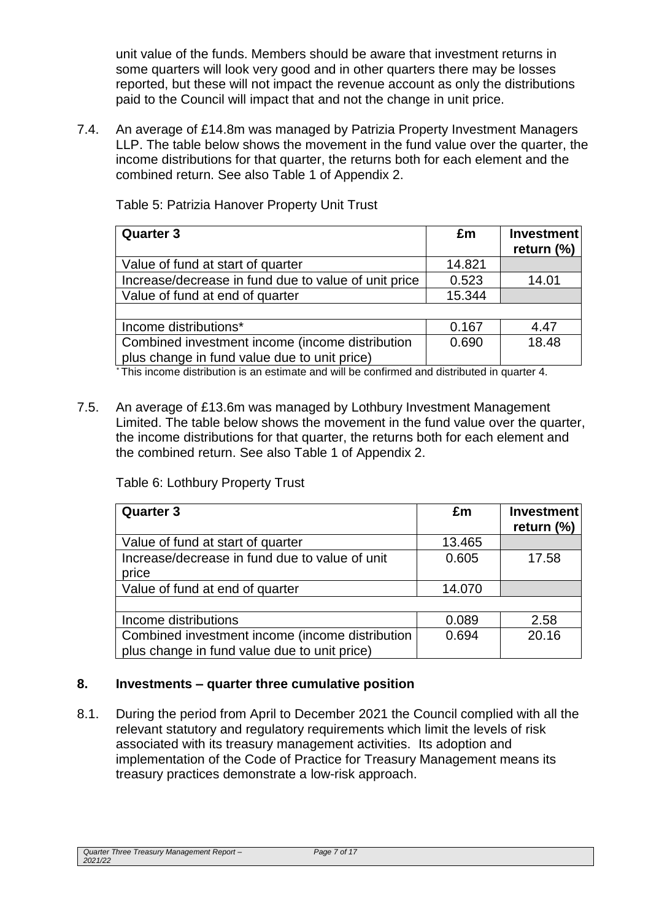unit value of the funds. Members should be aware that investment returns in some quarters will look very good and in other quarters there may be losses reported, but these will not impact the revenue account as only the distributions paid to the Council will impact that and not the change in unit price.

7.4. An average of £14.8m was managed by Patrizia Property Investment Managers LLP. The table below shows the movement in the fund value over the quarter, the income distributions for that quarter, the returns both for each element and the combined return. See also Table 1 of Appendix 2.

Table 5: Patrizia Hanover Property Unit Trust

| Quarter 3 | £m | Investment return (%) |
|---|---|---|
| Value of fund at start of quarter | 14.821 | |
| Increase/decrease in fund due to value of unit price | 0.523 | 14.01 |
| Value of fund at end of quarter | 15.344 | |
| | | |
| Income distributions* | 0.167 | 4.47 |
| Combined investment income (income distribution plus change in fund value due to unit price) | 0.690 | 18.48 |

* This income distribution is an estimate and will be confirmed and distributed in quarter 4.

7.5. An average of £13.6m was managed by Lothbury Investment Management Limited. The table below shows the movement in the fund value over the quarter, the income distributions for that quarter, the returns both for each element and the combined return. See also Table 1 of Appendix 2.

Table 6: Lothbury Property Trust

| Quarter 3 | £m | Investment return (%) |
|---|---|---|
| Value of fund at start of quarter | 13.465 | |
| Increase/decrease in fund due to value of unit price | 0.605 | 17.58 |
| Value of fund at end of quarter | 14.070 | |
| | | |
| Income distributions | 0.089 | 2.58 |
| Combined investment income (income distribution plus change in fund value due to unit price) | 0.694 | 20.16 |

## 8. Investments – quarter three cumulative position

8.1. During the period from April to December 2021 the Council complied with all the relevant statutory and regulatory requirements which limit the levels of risk associated with its treasury management activities. Its adoption and implementation of the Code of Practice for Treasury Management means its treasury practices demonstrate a low-risk approach.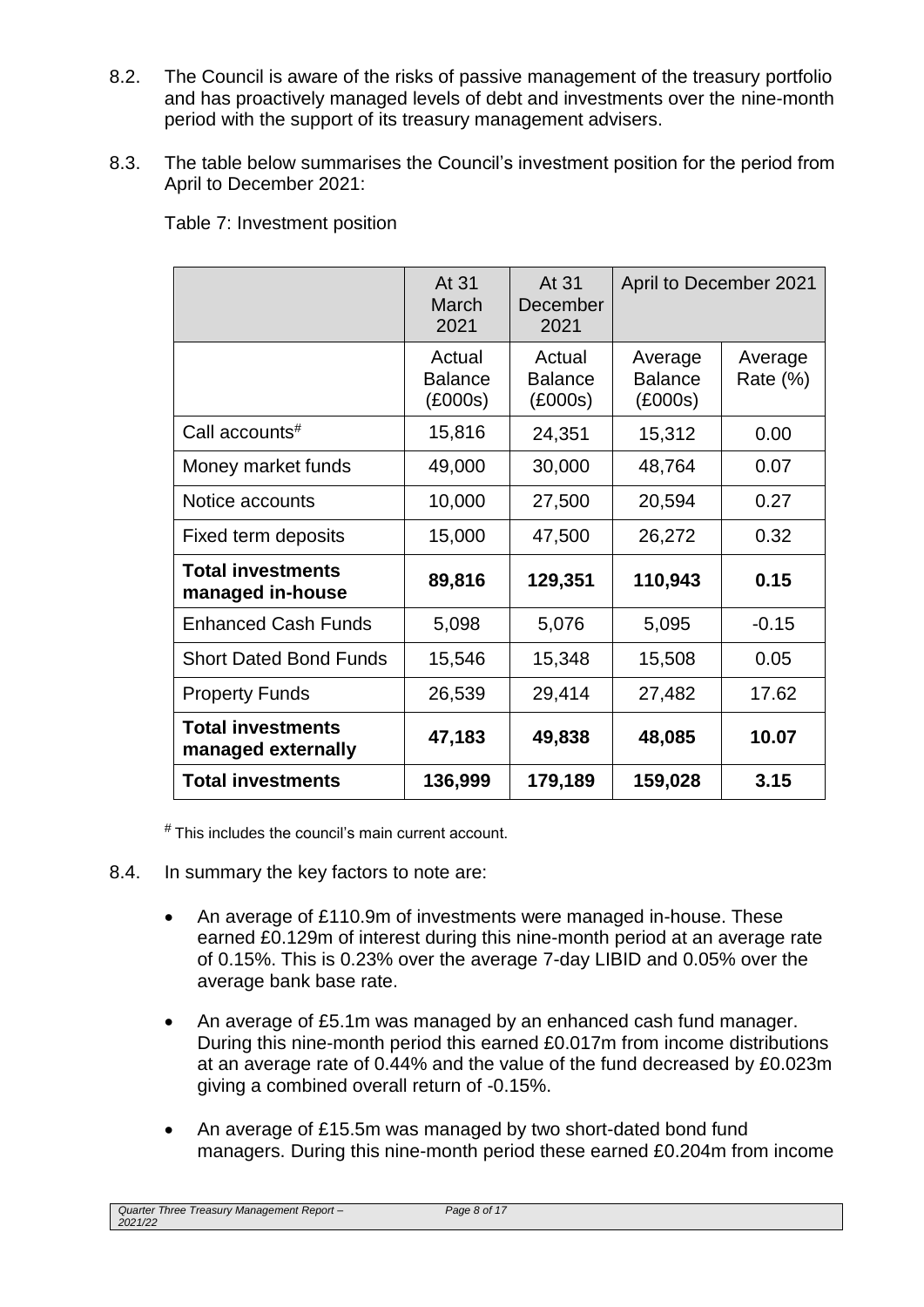8.2. The Council is aware of the risks of passive management of the treasury portfolio and has proactively managed levels of debt and investments over the nine-month period with the support of its treasury management advisers.

8.3. The table below summarises the Council's investment position for the period from April to December 2021:

Table 7: Investment position

| | At 31 March 2021 | At 31 December 2021 | April to December 2021 | |
|---|---|---|---|---|
| | Actual Balance (£000s) | Actual Balance (£000s) | Average Balance (£000s) | Average Rate (%) |
| Call accounts# | 15,816 | 24,351 | 15,312 | 0.00 |
| Money market funds | 49,000 | 30,000 | 48,764 | 0.07 |
| Notice accounts | 10,000 | 27,500 | 20,594 | 0.27 |
| Fixed term deposits | 15,000 | 47,500 | 26,272 | 0.32 |
| **Total investments managed in-house** | **89,816** | **129,351** | **110,943** | **0.15** |
| Enhanced Cash Funds | 5,098 | 5,076 | 5,095 | -0.15 |
| Short Dated Bond Funds | 15,546 | 15,348 | 15,508 | 0.05 |
| Property Funds | 26,539 | 29,414 | 27,482 | 17.62 |
| **Total investments managed externally** | **47,183** | **49,838** | **48,085** | **10.07** |
| **Total investments** | **136,999** | **179,189** | **159,028** | **3.15** |

# This includes the council's main current account.

8.4. In summary the key factors to note are:

- An average of £110.9m of investments were managed in-house. These earned £0.129m of interest during this nine-month period at an average rate of 0.15%. This is 0.23% over the average 7-day LIBID and 0.05% over the average bank base rate.
- An average of £5.1m was managed by an enhanced cash fund manager. During this nine-month period this earned £0.017m from income distributions at an average rate of 0.44% and the value of the fund decreased by £0.023m giving a combined overall return of -0.15%.
- An average of £15.5m was managed by two short-dated bond fund managers. During this nine-month period these earned £0.204m from income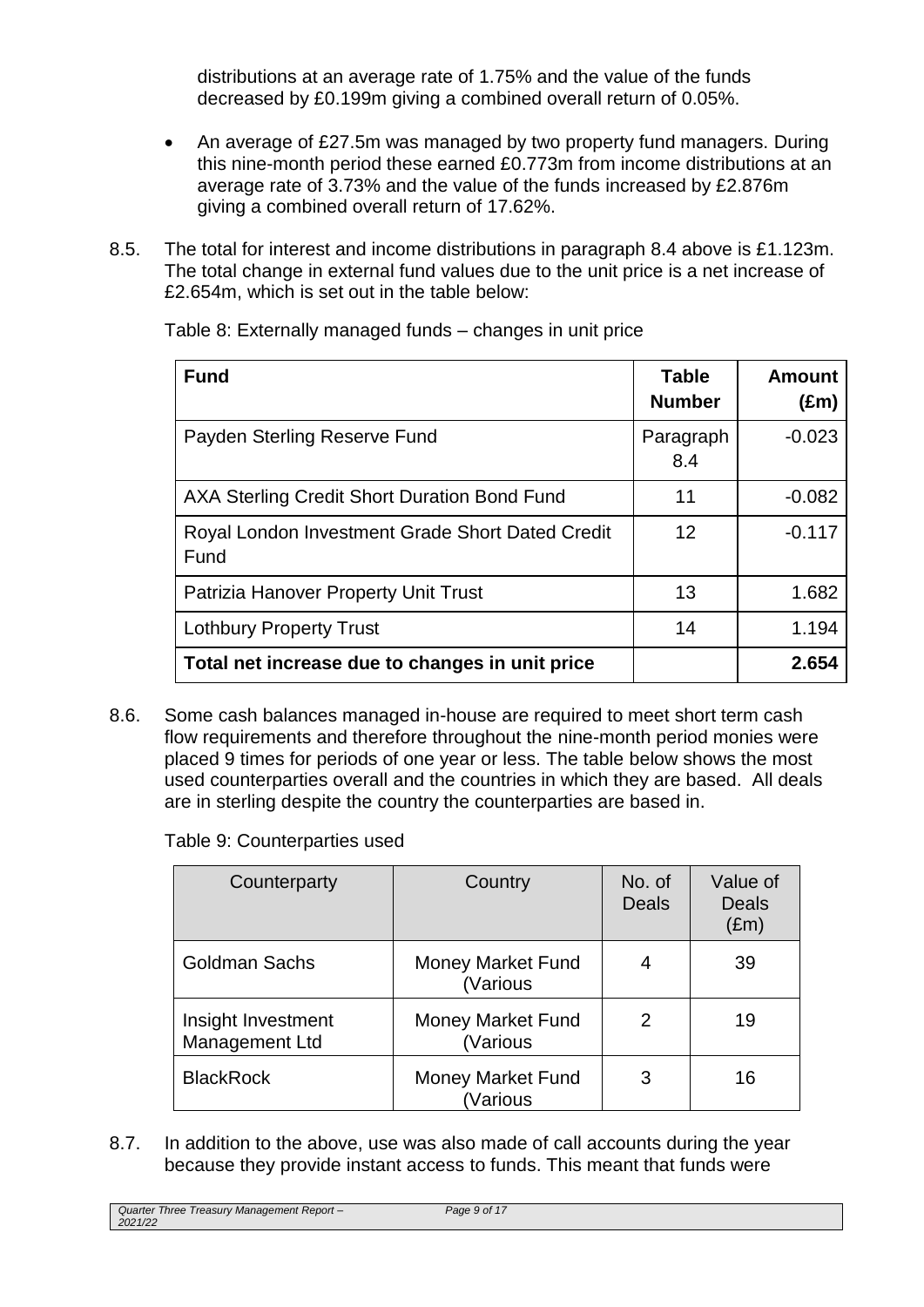distributions at an average rate of 1.75% and the value of the funds decreased by £0.199m giving a combined overall return of 0.05%.

- An average of £27.5m was managed by two property fund managers. During this nine-month period these earned £0.773m from income distributions at an average rate of 3.73% and the value of the funds increased by £2.876m giving a combined overall return of 17.62%.

8.5. The total for interest and income distributions in paragraph 8.4 above is £1.123m. The total change in external fund values due to the unit price is a net increase of £2.654m, which is set out in the table below:

Table 8: Externally managed funds – changes in unit price

| Fund | Table Number | Amount (£m) |
|---|---|---|
| Payden Sterling Reserve Fund | Paragraph 8.4 | -0.023 |
| AXA Sterling Credit Short Duration Bond Fund | 11 | -0.082 |
| Royal London Investment Grade Short Dated Credit Fund | 12 | -0.117 |
| Patrizia Hanover Property Unit Trust | 13 | 1.682 |
| Lothbury Property Trust | 14 | 1.194 |
| **Total net increase due to changes in unit price** | | **2.654** |

8.6. Some cash balances managed in-house are required to meet short term cash flow requirements and therefore throughout the nine-month period monies were placed 9 times for periods of one year or less. The table below shows the most used counterparties overall and the countries in which they are based. All deals are in sterling despite the country the counterparties are based in.

Table 9: Counterparties used

| Counterparty | Country | No. of Deals | Value of Deals (£m) |
|---|---|---|---|
| Goldman Sachs | Money Market Fund (Various | 4 | 39 |
| Insight Investment Management Ltd | Money Market Fund (Various | 2 | 19 |
| BlackRock | Money Market Fund (Various | 3 | 16 |

8.7. In addition to the above, use was also made of call accounts during the year because they provide instant access to funds. This meant that funds were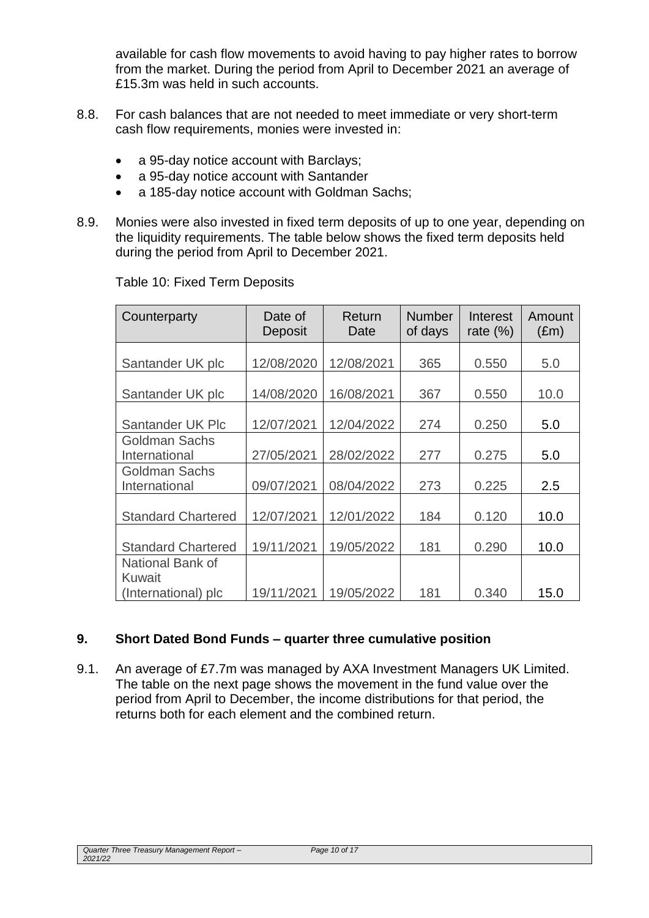available for cash flow movements to avoid having to pay higher rates to borrow from the market. During the period from April to December 2021 an average of £15.3m was held in such accounts.

8.8. For cash balances that are not needed to meet immediate or very short-term cash flow requirements, monies were invested in:

- a 95-day notice account with Barclays;
- a 95-day notice account with Santander
- a 185-day notice account with Goldman Sachs;

8.9. Monies were also invested in fixed term deposits of up to one year, depending on the liquidity requirements. The table below shows the fixed term deposits held during the period from April to December 2021.

Table 10: Fixed Term Deposits

| Counterparty | Date of Deposit | Return Date | Number of days | Interest rate (%) | Amount (£m) |
|---|---|---|---|---|---|
| Santander UK plc | 12/08/2020 | 12/08/2021 | 365 | 0.550 | 5.0 |
| Santander UK plc | 14/08/2020 | 16/08/2021 | 367 | 0.550 | 10.0 |
| Santander UK Plc | 12/07/2021 | 12/04/2022 | 274 | 0.250 | 5.0 |
| Goldman Sachs International | 27/05/2021 | 28/02/2022 | 277 | 0.275 | 5.0 |
| Goldman Sachs International | 09/07/2021 | 08/04/2022 | 273 | 0.225 | 2.5 |
| Standard Chartered | 12/07/2021 | 12/01/2022 | 184 | 0.120 | 10.0 |
| Standard Chartered | 19/11/2021 | 19/05/2022 | 181 | 0.290 | 10.0 |
| National Bank of Kuwait (International) plc | 19/11/2021 | 19/05/2022 | 181 | 0.340 | 15.0 |

## 9. Short Dated Bond Funds – quarter three cumulative position

9.1. An average of £7.7m was managed by AXA Investment Managers UK Limited. The table on the next page shows the movement in the fund value over the period from April to December, the income distributions for that period, the returns both for each element and the combined return.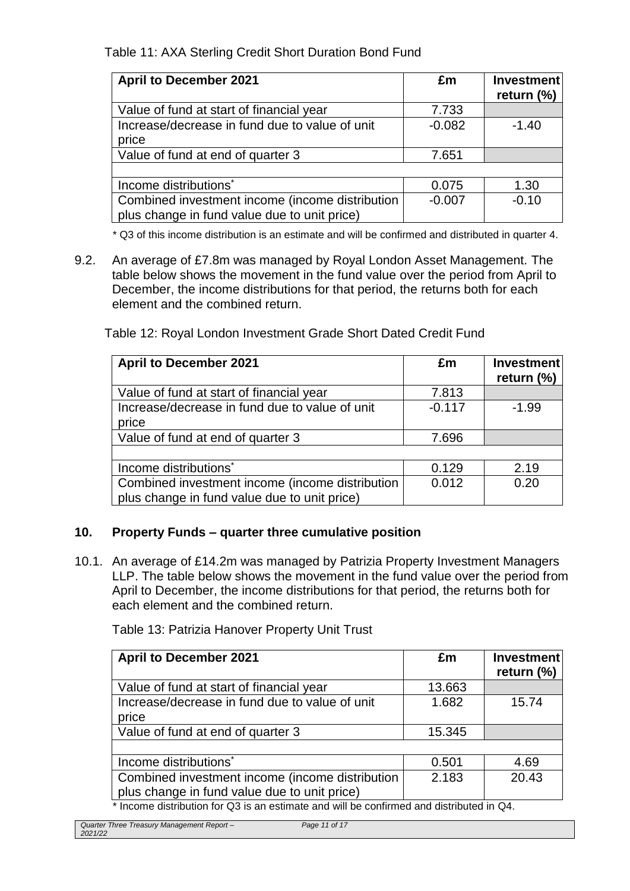Table 11: AXA Sterling Credit Short Duration Bond Fund

| April to December 2021 | £m | Investment return (%) |
|---|---|---|
| Value of fund at start of financial year | 7.733 | |
| Increase/decrease in fund due to value of unit price | -0.082 | -1.40 |
| Value of fund at end of quarter 3 | 7.651 | |
| | | |
| Income distributions* | 0.075 | 1.30 |
| Combined investment income (income distribution plus change in fund value due to unit price) | -0.007 | -0.10 |

\* Q3 of this income distribution is an estimate and will be confirmed and distributed in quarter 4.

9.2. An average of £7.8m was managed by Royal London Asset Management. The table below shows the movement in the fund value over the period from April to December, the income distributions for that period, the returns both for each element and the combined return.

Table 12: Royal London Investment Grade Short Dated Credit Fund

| April to December 2021 | £m | Investment return (%) |
|---|---|---|
| Value of fund at start of financial year | 7.813 | |
| Increase/decrease in fund due to value of unit price | -0.117 | -1.99 |
| Value of fund at end of quarter 3 | 7.696 | |
| | | |
| Income distributions* | 0.129 | 2.19 |
| Combined investment income (income distribution plus change in fund value due to unit price) | 0.012 | 0.20 |

## 10. Property Funds – quarter three cumulative position

10.1. An average of £14.2m was managed by Patrizia Property Investment Managers LLP. The table below shows the movement in the fund value over the period from April to December, the income distributions for that period, the returns both for each element and the combined return.

Table 13: Patrizia Hanover Property Unit Trust

| April to December 2021 | £m | Investment return (%) |
|---|---|---|
| Value of fund at start of financial year | 13.663 | |
| Increase/decrease in fund due to value of unit price | 1.682 | 15.74 |
| Value of fund at end of quarter 3 | 15.345 | |
| | | |
| Income distributions* | 0.501 | 4.69 |
| Combined investment income (income distribution plus change in fund value due to unit price) | 2.183 | 20.43 |

\* Income distribution for Q3 is an estimate and will be confirmed and distributed in Q4.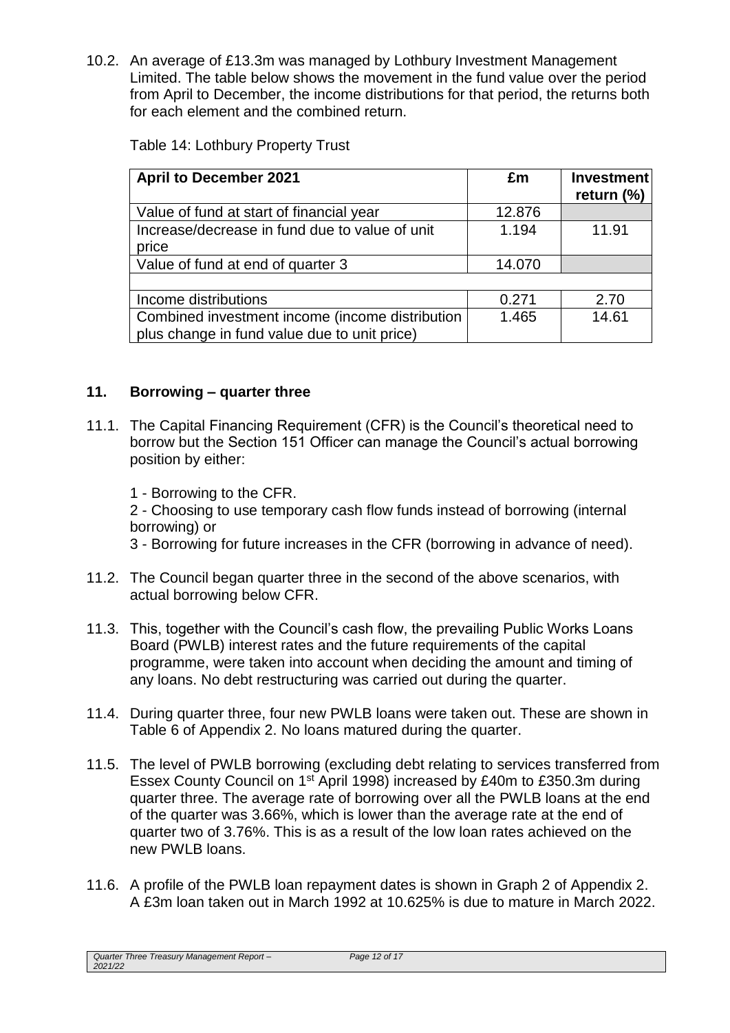10.2. An average of £13.3m was managed by Lothbury Investment Management Limited. The table below shows the movement in the fund value over the period from April to December, the income distributions for that period, the returns both for each element and the combined return.

Table 14: Lothbury Property Trust

| April to December 2021 | £m | Investment return (%) |
|---|---|---|
| Value of fund at start of financial year | 12.876 | |
| Increase/decrease in fund due to value of unit price | 1.194 | 11.91 |
| Value of fund at end of quarter 3 | 14.070 | |
| | | |
| Income distributions | 0.271 | 2.70 |
| Combined investment income (income distribution plus change in fund value due to unit price) | 1.465 | 14.61 |

## 11. Borrowing – quarter three

11.1. The Capital Financing Requirement (CFR) is the Council's theoretical need to borrow but the Section 151 Officer can manage the Council's actual borrowing position by either:

1 - Borrowing to the CFR.

2 - Choosing to use temporary cash flow funds instead of borrowing (internal borrowing) or

3 - Borrowing for future increases in the CFR (borrowing in advance of need).

11.2. The Council began quarter three in the second of the above scenarios, with actual borrowing below CFR.

11.3. This, together with the Council's cash flow, the prevailing Public Works Loans Board (PWLB) interest rates and the future requirements of the capital programme, were taken into account when deciding the amount and timing of any loans. No debt restructuring was carried out during the quarter.

11.4. During quarter three, four new PWLB loans were taken out. These are shown in Table 6 of Appendix 2. No loans matured during the quarter.

11.5. The level of PWLB borrowing (excluding debt relating to services transferred from Essex County Council on 1st April 1998) increased by £40m to £350.3m during quarter three. The average rate of borrowing over all the PWLB loans at the end of the quarter was 3.66%, which is lower than the average rate at the end of quarter two of 3.76%. This is as a result of the low loan rates achieved on the new PWLB loans.

11.6. A profile of the PWLB loan repayment dates is shown in Graph 2 of Appendix 2. A £3m loan taken out in March 1992 at 10.625% is due to mature in March 2022.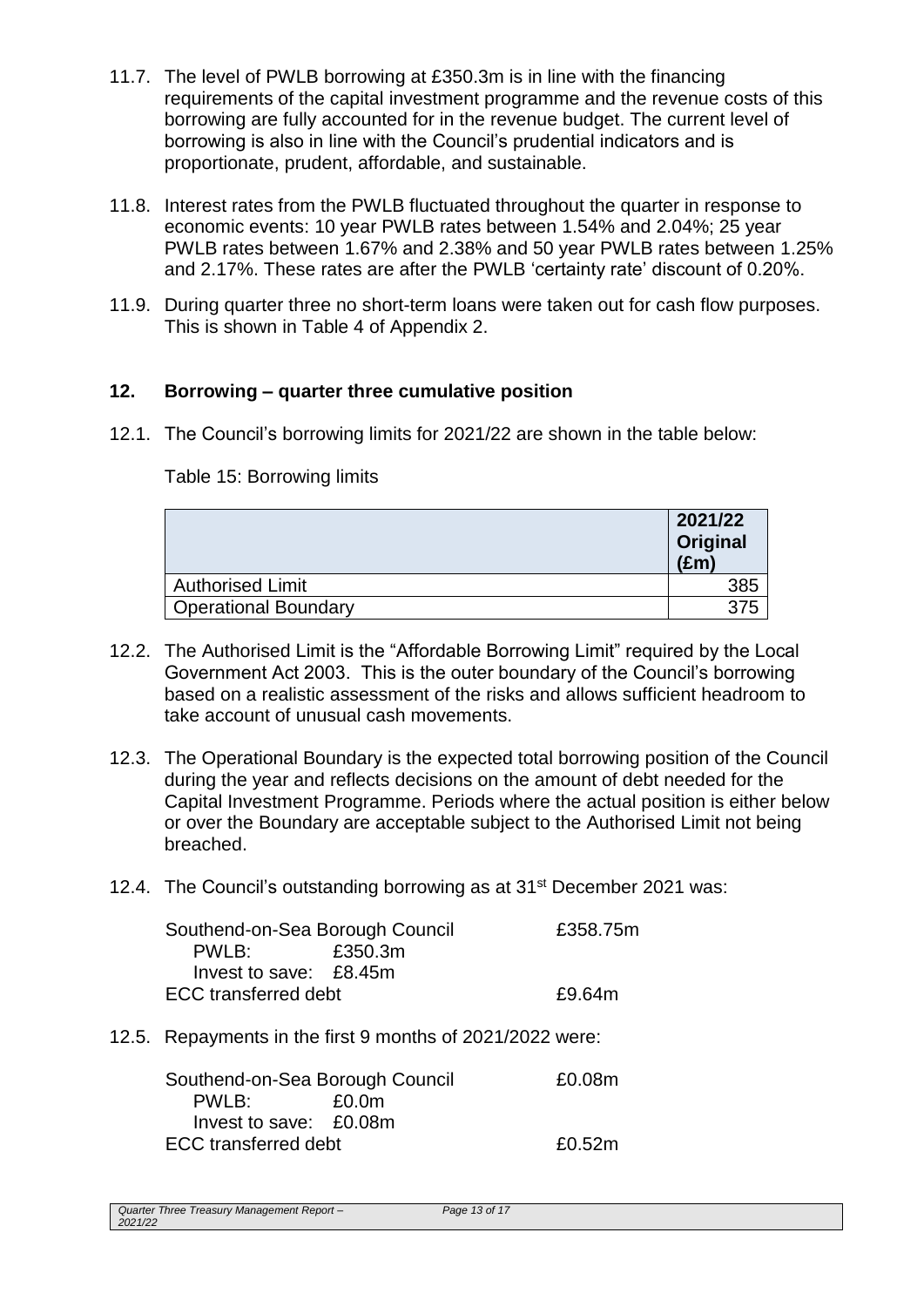11.7. The level of PWLB borrowing at £350.3m is in line with the financing requirements of the capital investment programme and the revenue costs of this borrowing are fully accounted for in the revenue budget. The current level of borrowing is also in line with the Council's prudential indicators and is proportionate, prudent, affordable, and sustainable.

11.8. Interest rates from the PWLB fluctuated throughout the quarter in response to economic events: 10 year PWLB rates between 1.54% and 2.04%; 25 year PWLB rates between 1.67% and 2.38% and 50 year PWLB rates between 1.25% and 2.17%. These rates are after the PWLB 'certainty rate' discount of 0.20%.

11.9. During quarter three no short-term loans were taken out for cash flow purposes. This is shown in Table 4 of Appendix 2.

## 12. Borrowing – quarter three cumulative position

12.1. The Council's borrowing limits for 2021/22 are shown in the table below:

Table 15: Borrowing limits

| | 2021/22 Original (£m) |
|---|---|
| Authorised Limit | 385 |
| Operational Boundary | 375 |

12.2. The Authorised Limit is the "Affordable Borrowing Limit" required by the Local Government Act 2003. This is the outer boundary of the Council's borrowing based on a realistic assessment of the risks and allows sufficient headroom to take account of unusual cash movements.

12.3. The Operational Boundary is the expected total borrowing position of the Council during the year and reflects decisions on the amount of debt needed for the Capital Investment Programme. Periods where the actual position is either below or over the Boundary are acceptable subject to the Authorised Limit not being breached.

12.4. The Council's outstanding borrowing as at 31st December 2021 was:

| | | |
|---|---|---|
| Southend-on-Sea Borough Council | | £358.75m |
| PWLB: | £350.3m | |
| Invest to save: | £8.45m | |
| ECC transferred debt | | £9.64m |

12.5. Repayments in the first 9 months of 2021/2022 were:

| | | |
|---|---|---|
| Southend-on-Sea Borough Council | | £0.08m |
| PWLB: | £0.0m | |
| Invest to save: | £0.08m | |
| ECC transferred debt | | £0.52m |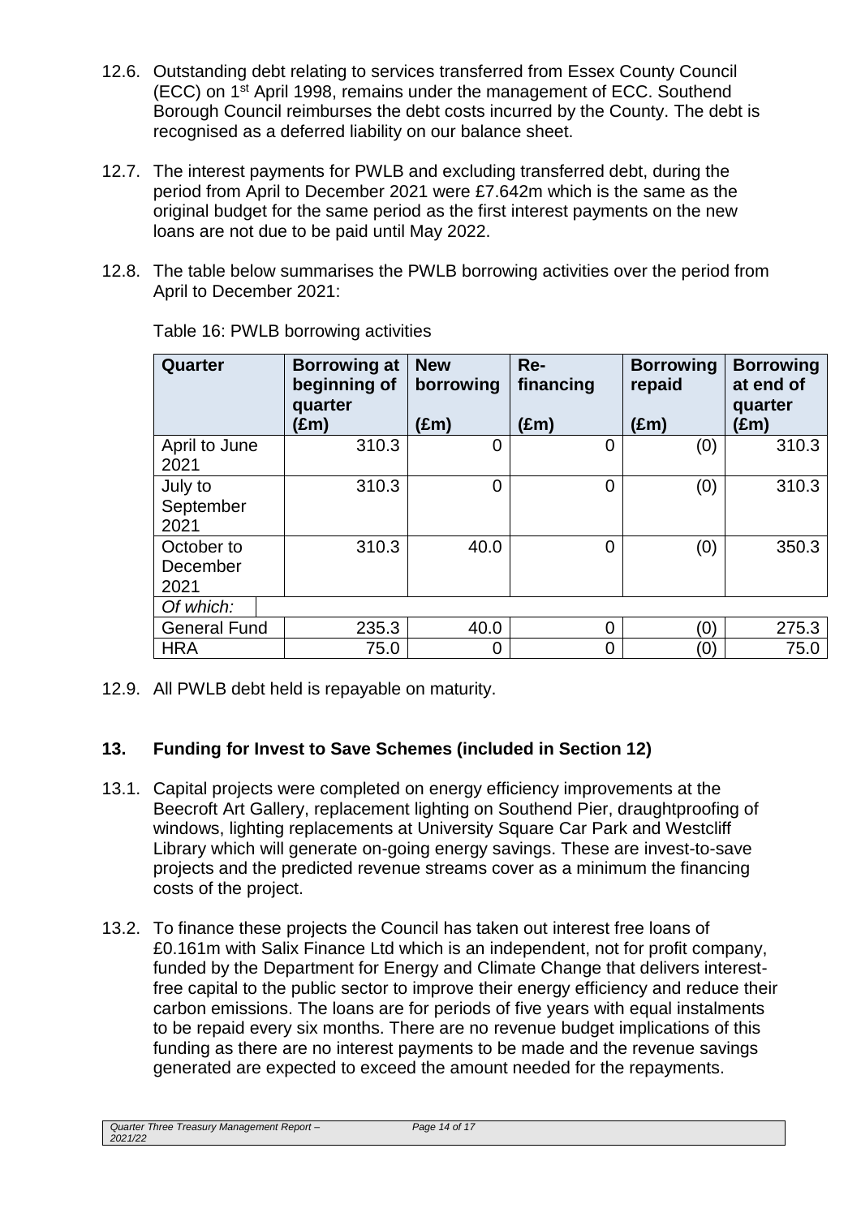12.6. Outstanding debt relating to services transferred from Essex County Council (ECC) on 1st April 1998, remains under the management of ECC. Southend Borough Council reimburses the debt costs incurred by the County. The debt is recognised as a deferred liability on our balance sheet.

12.7. The interest payments for PWLB and excluding transferred debt, during the period from April to December 2021 were £7.642m which is the same as the original budget for the same period as the first interest payments on the new loans are not due to be paid until May 2022.

12.8. The table below summarises the PWLB borrowing activities over the period from April to December 2021:

Table 16: PWLB borrowing activities

| Quarter | Borrowing at beginning of quarter (£m) | New borrowing (£m) | Re-financing (£m) | Borrowing repaid (£m) | Borrowing at end of quarter (£m) |
|---|---|---|---|---|---|
| April to June 2021 | 310.3 | 0 | 0 | (0) | 310.3 |
| July to September 2021 | 310.3 | 0 | 0 | (0) | 310.3 |
| October to December 2021 | 310.3 | 40.0 | 0 | (0) | 350.3 |
| *Of which:* | | | | | |
| General Fund | 235.3 | 40.0 | 0 | (0) | 275.3 |
| HRA | 75.0 | 0 | 0 | (0) | 75.0 |

12.9. All PWLB debt held is repayable on maturity.

## 13. Funding for Invest to Save Schemes (included in Section 12)

13.1. Capital projects were completed on energy efficiency improvements at the Beecroft Art Gallery, replacement lighting on Southend Pier, draughtproofing of windows, lighting replacements at University Square Car Park and Westcliff Library which will generate on-going energy savings. These are invest-to-save projects and the predicted revenue streams cover as a minimum the financing costs of the project.

13.2. To finance these projects the Council has taken out interest free loans of £0.161m with Salix Finance Ltd which is an independent, not for profit company, funded by the Department for Energy and Climate Change that delivers interest-free capital to the public sector to improve their energy efficiency and reduce their carbon emissions. The loans are for periods of five years with equal instalments to be repaid every six months. There are no revenue budget implications of this funding as there are no interest payments to be made and the revenue savings generated are expected to exceed the amount needed for the repayments.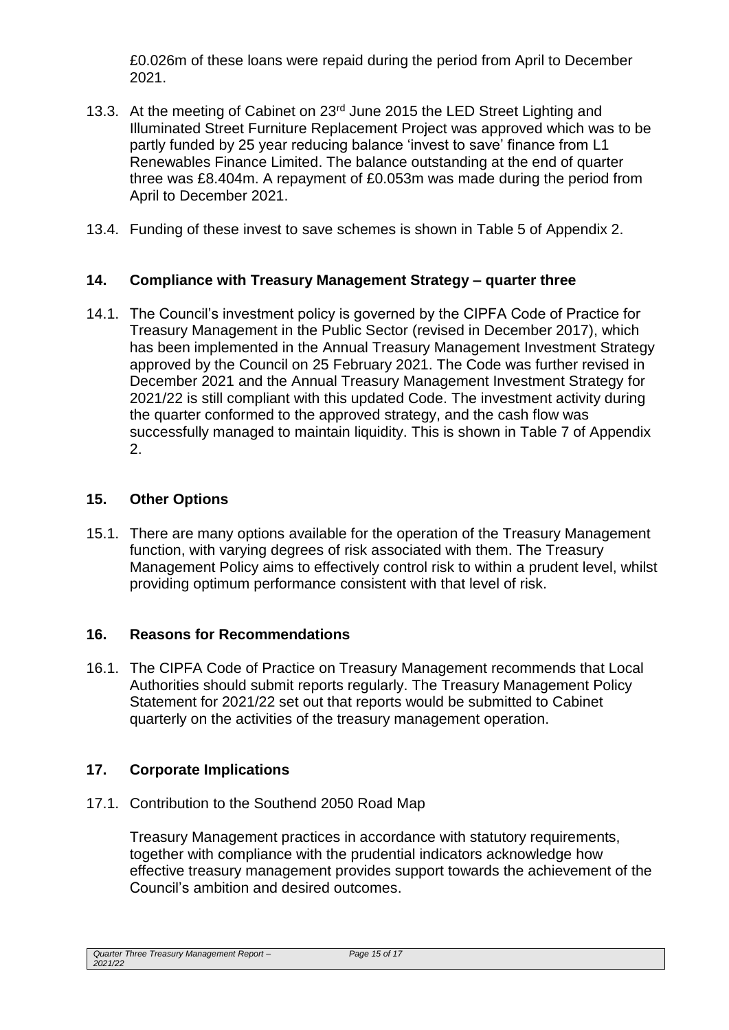£0.026m of these loans were repaid during the period from April to December 2021.

13.3. At the meeting of Cabinet on 23rd June 2015 the LED Street Lighting and Illuminated Street Furniture Replacement Project was approved which was to be partly funded by 25 year reducing balance 'invest to save' finance from L1 Renewables Finance Limited. The balance outstanding at the end of quarter three was £8.404m. A repayment of £0.053m was made during the period from April to December 2021.

13.4. Funding of these invest to save schemes is shown in Table 5 of Appendix 2.

## 14. Compliance with Treasury Management Strategy – quarter three

14.1. The Council's investment policy is governed by the CIPFA Code of Practice for Treasury Management in the Public Sector (revised in December 2017), which has been implemented in the Annual Treasury Management Investment Strategy approved by the Council on 25 February 2021. The Code was further revised in December 2021 and the Annual Treasury Management Investment Strategy for 2021/22 is still compliant with this updated Code. The investment activity during the quarter conformed to the approved strategy, and the cash flow was successfully managed to maintain liquidity. This is shown in Table 7 of Appendix 2.

## 15. Other Options

15.1. There are many options available for the operation of the Treasury Management function, with varying degrees of risk associated with them. The Treasury Management Policy aims to effectively control risk to within a prudent level, whilst providing optimum performance consistent with that level of risk.

## 16. Reasons for Recommendations

16.1. The CIPFA Code of Practice on Treasury Management recommends that Local Authorities should submit reports regularly. The Treasury Management Policy Statement for 2021/22 set out that reports would be submitted to Cabinet quarterly on the activities of the treasury management operation.

## 17. Corporate Implications

17.1. Contribution to the Southend 2050 Road Map

Treasury Management practices in accordance with statutory requirements, together with compliance with the prudential indicators acknowledge how effective treasury management provides support towards the achievement of the Council's ambition and desired outcomes.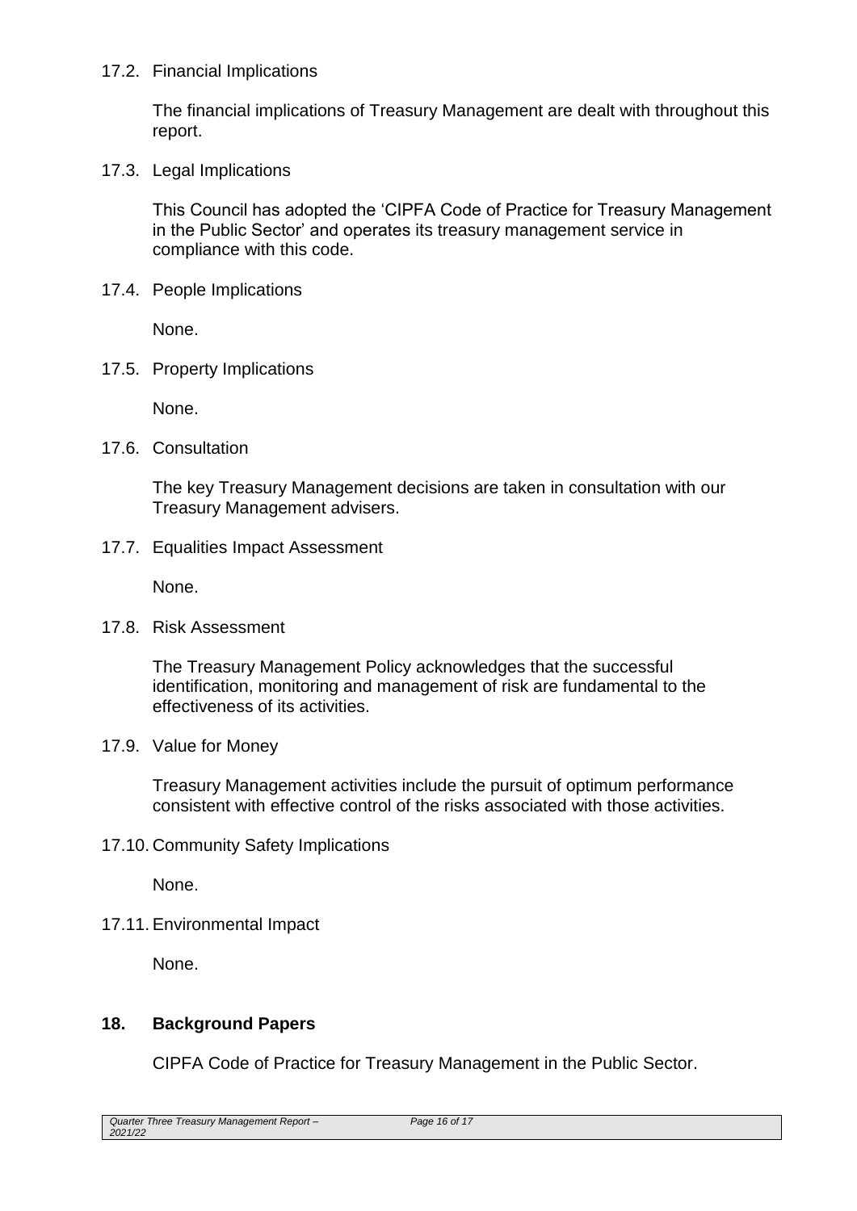17.2. Financial Implications

The financial implications of Treasury Management are dealt with throughout this report.

17.3. Legal Implications

This Council has adopted the 'CIPFA Code of Practice for Treasury Management in the Public Sector' and operates its treasury management service in compliance with this code.

17.4. People Implications

None.

17.5. Property Implications

None.

17.6. Consultation

The key Treasury Management decisions are taken in consultation with our Treasury Management advisers.

17.7. Equalities Impact Assessment

None.

17.8. Risk Assessment

The Treasury Management Policy acknowledges that the successful identification, monitoring and management of risk are fundamental to the effectiveness of its activities.

17.9. Value for Money

Treasury Management activities include the pursuit of optimum performance consistent with effective control of the risks associated with those activities.

17.10. Community Safety Implications

None.

17.11. Environmental Impact

None.

## 18. Background Papers

CIPFA Code of Practice for Treasury Management in the Public Sector.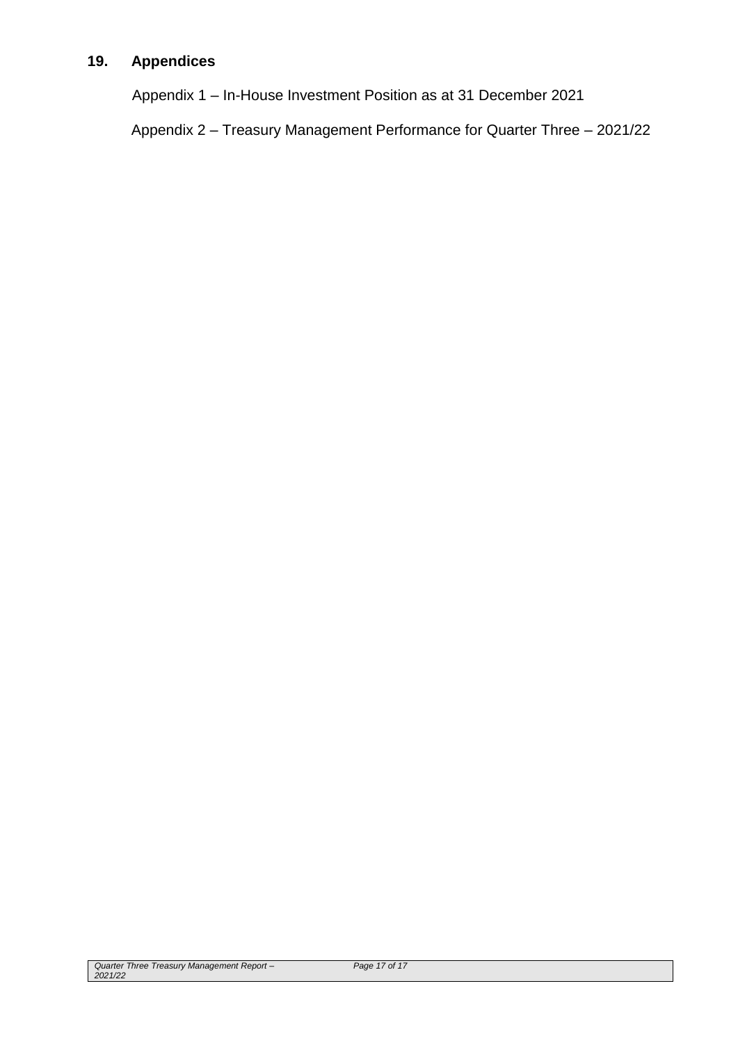## 19. Appendices

Appendix 1 – In-House Investment Position as at 31 December 2021

Appendix 2 – Treasury Management Performance for Quarter Three – 2021/22